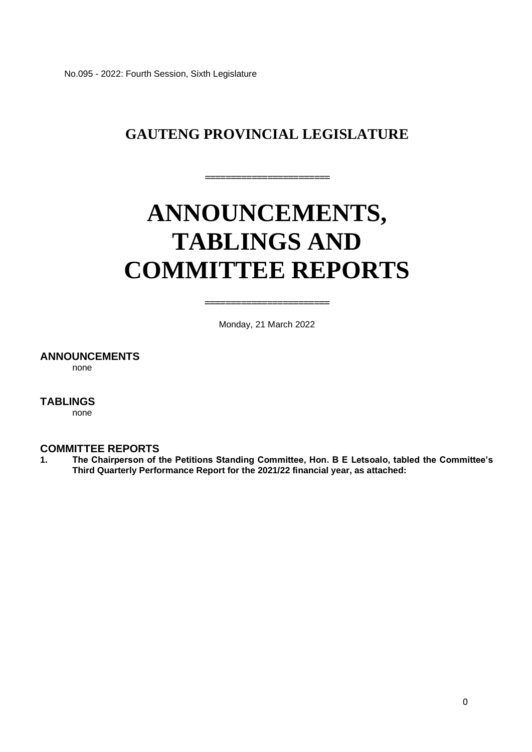No.095 - 2022: Fourth Session, Sixth Legislature

# GAUTENG PROVINCIAL LEGISLATURE

====================

# ANNOUNCEMENTS, TABLINGS AND COMMITTEE REPORTS

====================

Monday, 21 March 2022

## ANNOUNCEMENTS

none

## TABLINGS

none

## COMMITTEE REPORTS

**1. The Chairperson of the Petitions Standing Committee, Hon. B E Letsoalo, tabled the Committee's Third Quarterly Performance Report for the 2021/22 financial year, as attached:**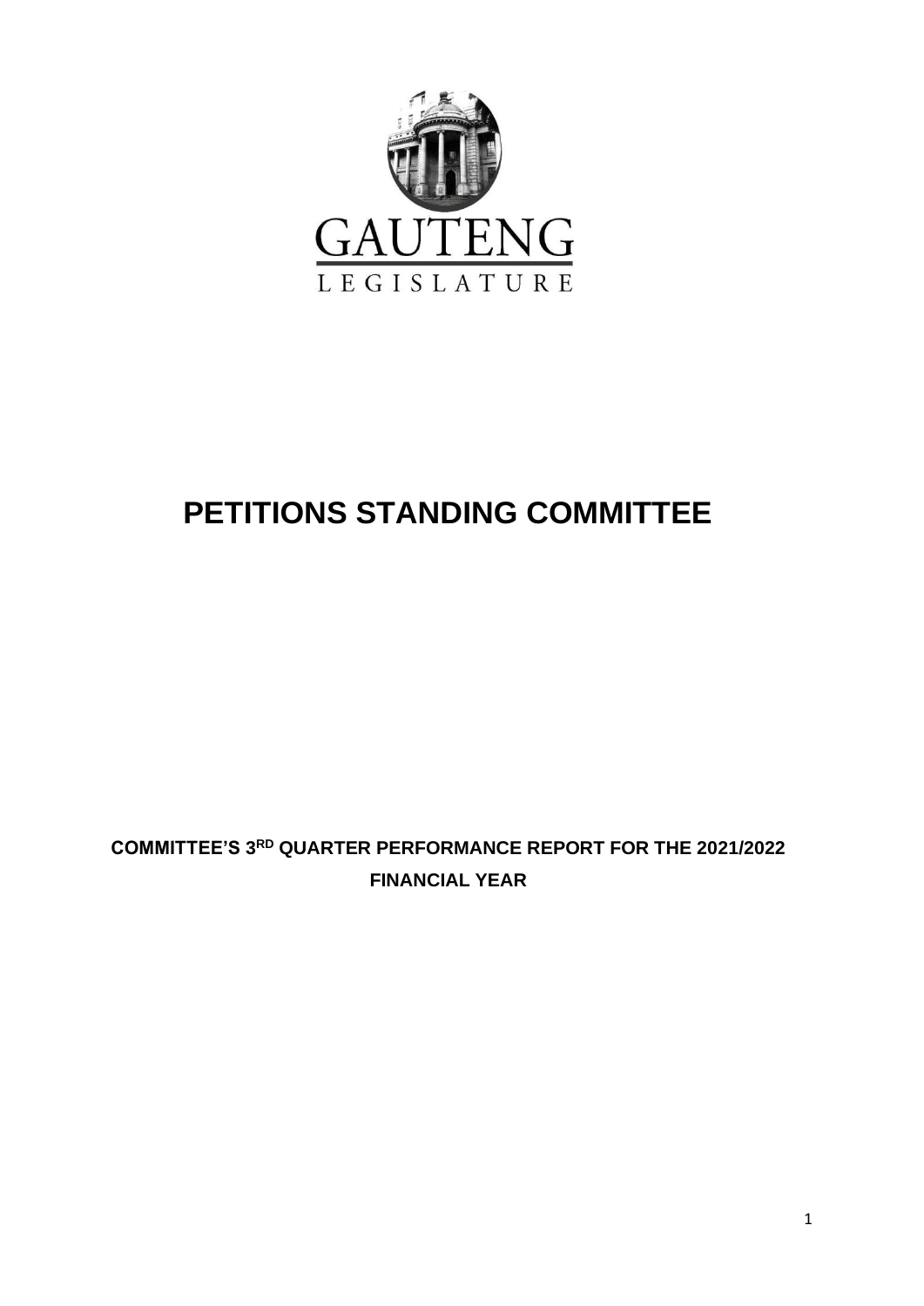GAUTENG
LEGISLATURE

# PETITIONS STANDING COMMITTEE

**COMMITTEE'S 3RD QUARTER PERFORMANCE REPORT FOR THE 2021/2022 FINANCIAL YEAR**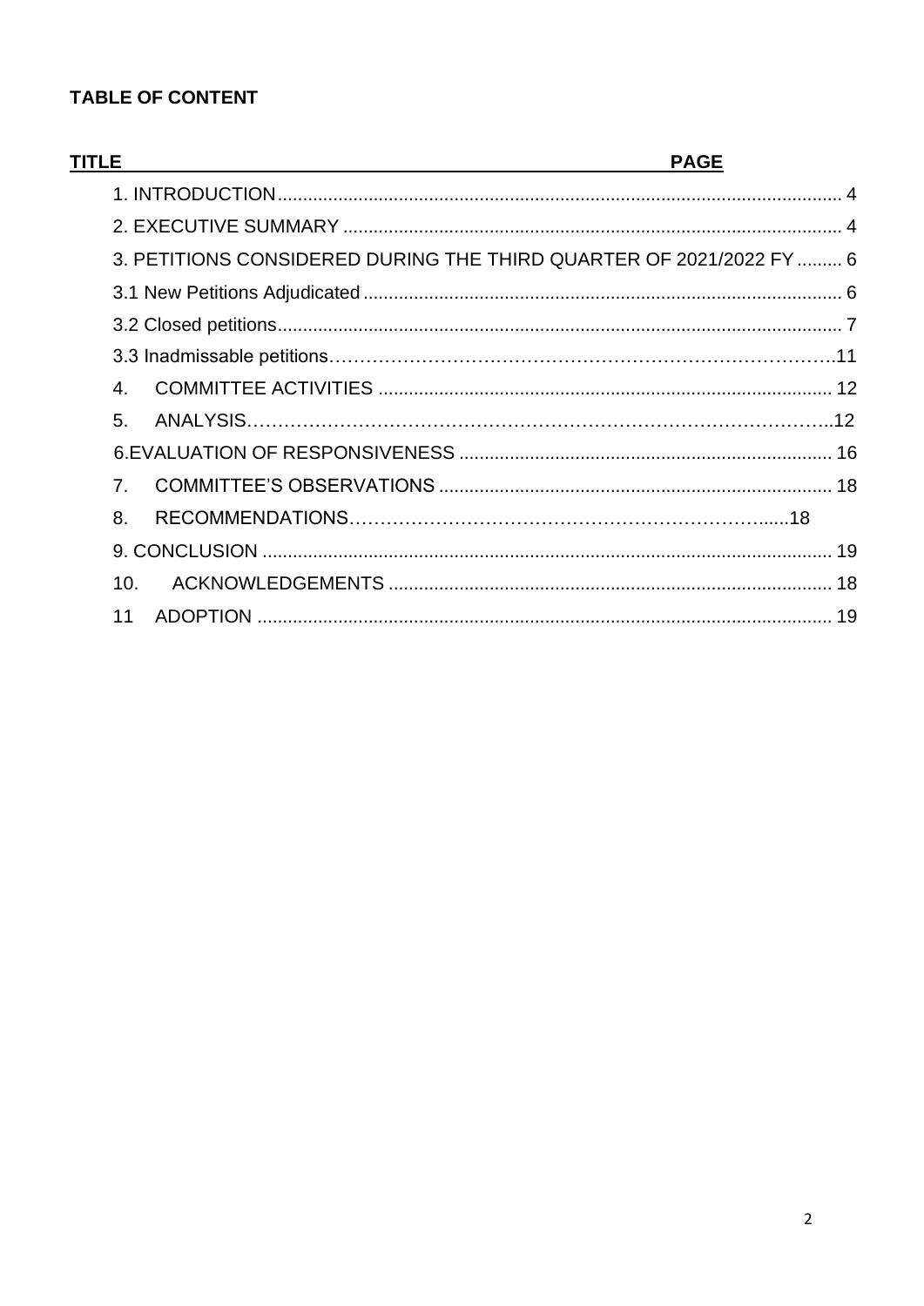**TABLE OF CONTENT**

| TITLE | PAGE |
|---|---|
| 1. INTRODUCTION | 4 |
| 2. EXECUTIVE SUMMARY | 4 |
| 3. PETITIONS CONSIDERED DURING THE THIRD QUARTER OF 2021/2022 FY | 6 |
| 3.1 New Petitions Adjudicated | 6 |
| 3.2 Closed petitions | 7 |
| 3.3 Inadmissable petitions | 11 |
| 4. COMMITTEE ACTIVITIES | 12 |
| 5. ANALYSIS | 12 |
| 6.EVALUATION OF RESPONSIVENESS | 16 |
| 7. COMMITTEE'S OBSERVATIONS | 18 |
| 8. RECOMMENDATIONS | 18 |
| 9. CONCLUSION | 19 |
| 10. ACKNOWLEDGEMENTS | 18 |
| 11 ADOPTION | 19 |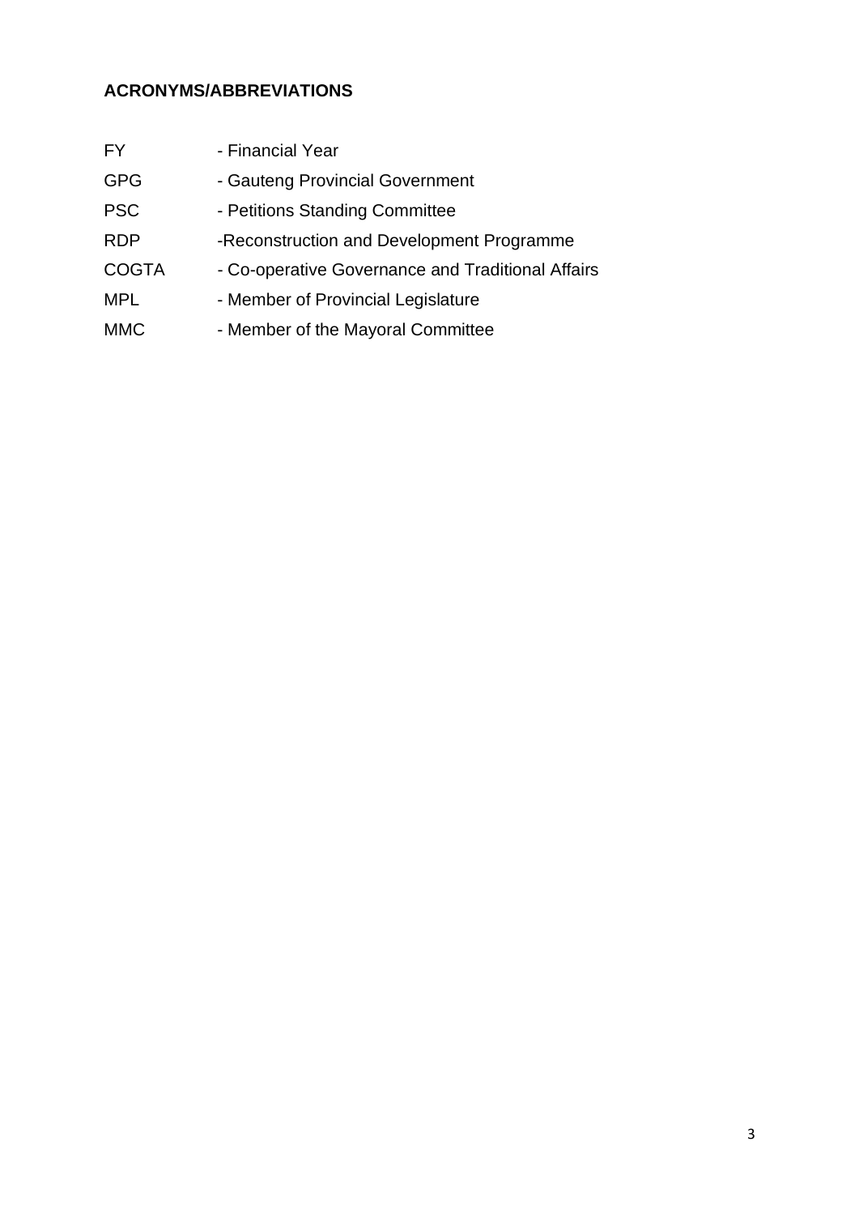**ACRONYMS/ABBREVIATIONS**

| | |
|---|---|
| FY | - Financial Year |
| GPG | - Gauteng Provincial Government |
| PSC | - Petitions Standing Committee |
| RDP | -Reconstruction and Development Programme |
| COGTA | - Co-operative Governance and Traditional Affairs |
| MPL | - Member of Provincial Legislature |
| MMC | - Member of the Mayoral Committee |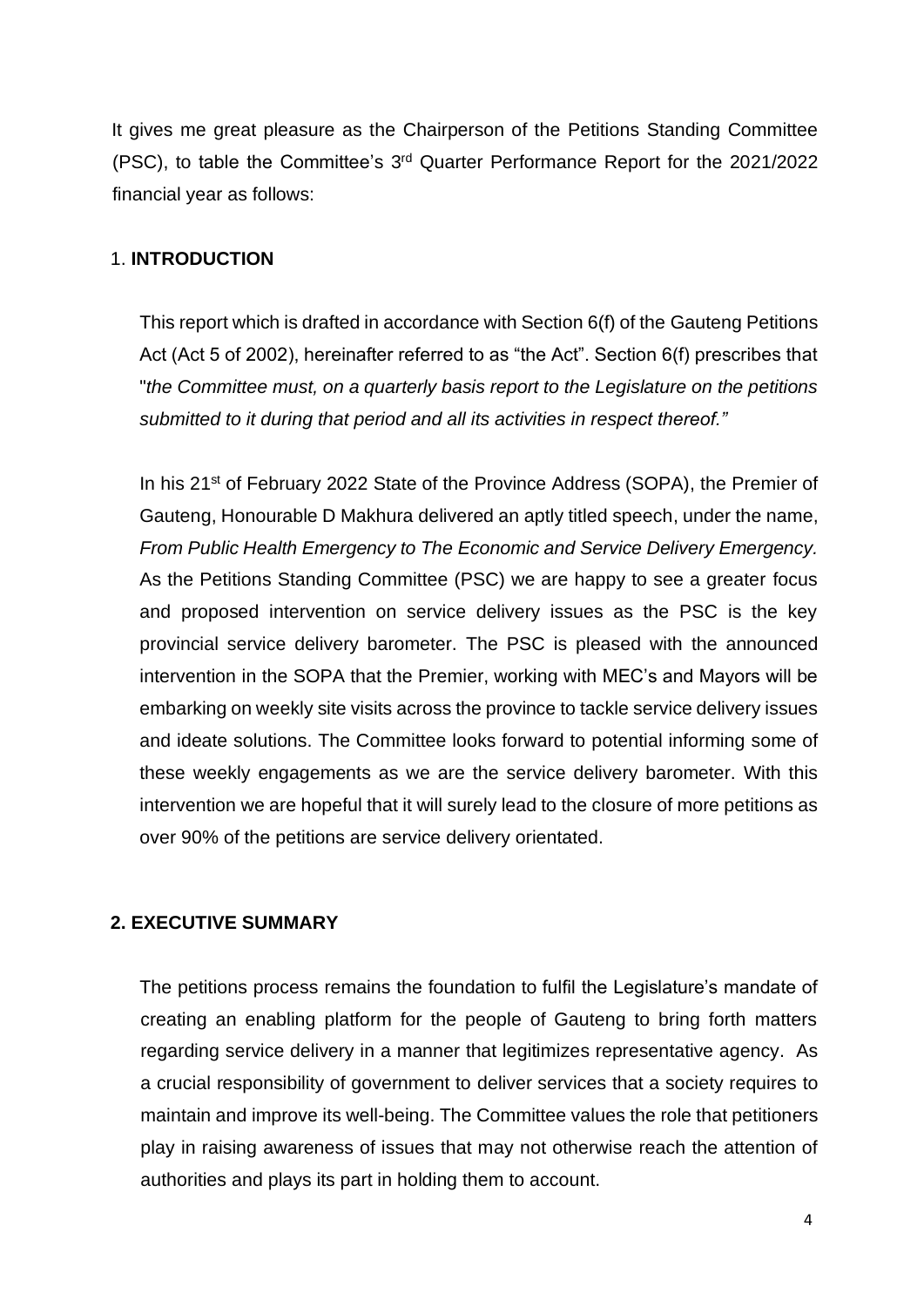It gives me great pleasure as the Chairperson of the Petitions Standing Committee (PSC), to table the Committee's 3rd Quarter Performance Report for the 2021/2022 financial year as follows:

## 1. **INTRODUCTION**

This report which is drafted in accordance with Section 6(f) of the Gauteng Petitions Act (Act 5 of 2002), hereinafter referred to as "the Act". Section 6(f) prescribes that "*the Committee must, on a quarterly basis report to the Legislature on the petitions submitted to it during that period and all its activities in respect thereof."*

In his 21st of February 2022 State of the Province Address (SOPA), the Premier of Gauteng, Honourable D Makhura delivered an aptly titled speech, under the name, *From Public Health Emergency to The Economic and Service Delivery Emergency.* As the Petitions Standing Committee (PSC) we are happy to see a greater focus and proposed intervention on service delivery issues as the PSC is the key provincial service delivery barometer. The PSC is pleased with the announced intervention in the SOPA that the Premier, working with MEC's and Mayors will be embarking on weekly site visits across the province to tackle service delivery issues and ideate solutions. The Committee looks forward to potential informing some of these weekly engagements as we are the service delivery barometer. With this intervention we are hopeful that it will surely lead to the closure of more petitions as over 90% of the petitions are service delivery orientated.

## **2. EXECUTIVE SUMMARY**

The petitions process remains the foundation to fulfil the Legislature's mandate of creating an enabling platform for the people of Gauteng to bring forth matters regarding service delivery in a manner that legitimizes representative agency. As a crucial responsibility of government to deliver services that a society requires to maintain and improve its well-being. The Committee values the role that petitioners play in raising awareness of issues that may not otherwise reach the attention of authorities and plays its part in holding them to account.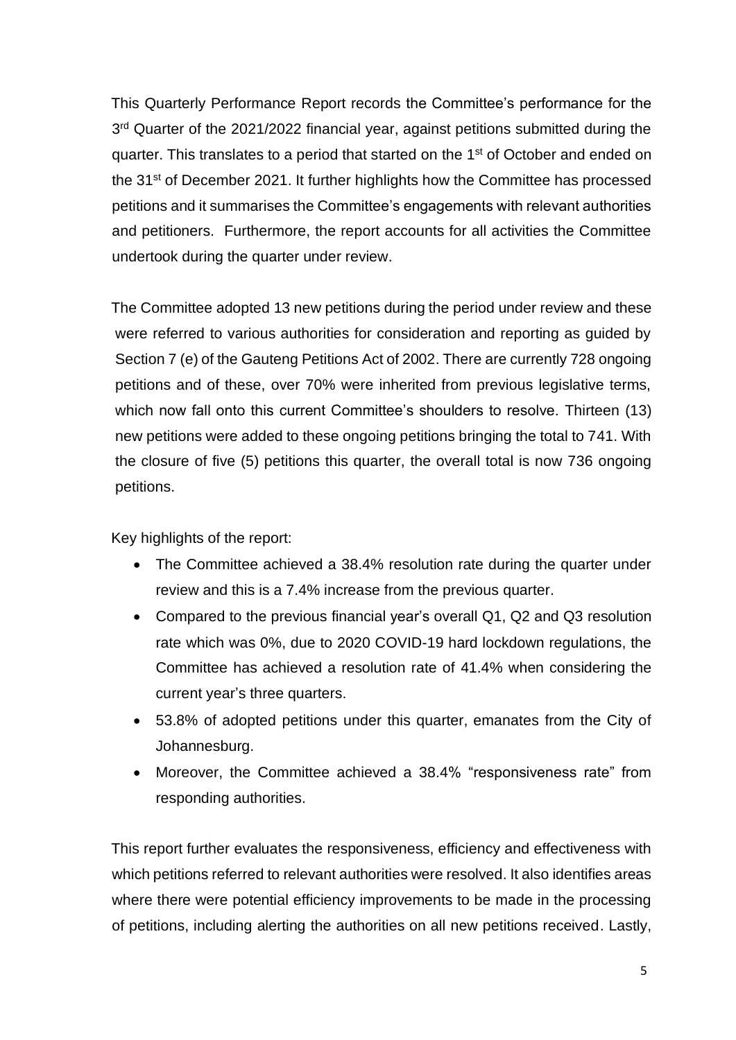This Quarterly Performance Report records the Committee's performance for the 3rd Quarter of the 2021/2022 financial year, against petitions submitted during the quarter. This translates to a period that started on the 1st of October and ended on the 31st of December 2021. It further highlights how the Committee has processed petitions and it summarises the Committee's engagements with relevant authorities and petitioners. Furthermore, the report accounts for all activities the Committee undertook during the quarter under review.

The Committee adopted 13 new petitions during the period under review and these were referred to various authorities for consideration and reporting as guided by Section 7 (e) of the Gauteng Petitions Act of 2002. There are currently 728 ongoing petitions and of these, over 70% were inherited from previous legislative terms, which now fall onto this current Committee's shoulders to resolve. Thirteen (13) new petitions were added to these ongoing petitions bringing the total to 741. With the closure of five (5) petitions this quarter, the overall total is now 736 ongoing petitions.

Key highlights of the report:

- The Committee achieved a 38.4% resolution rate during the quarter under review and this is a 7.4% increase from the previous quarter.
- Compared to the previous financial year's overall Q1, Q2 and Q3 resolution rate which was 0%, due to 2020 COVID-19 hard lockdown regulations, the Committee has achieved a resolution rate of 41.4% when considering the current year's three quarters.
- 53.8% of adopted petitions under this quarter, emanates from the City of Johannesburg.
- Moreover, the Committee achieved a 38.4% "responsiveness rate" from responding authorities.

This report further evaluates the responsiveness, efficiency and effectiveness with which petitions referred to relevant authorities were resolved. It also identifies areas where there were potential efficiency improvements to be made in the processing of petitions, including alerting the authorities on all new petitions received. Lastly,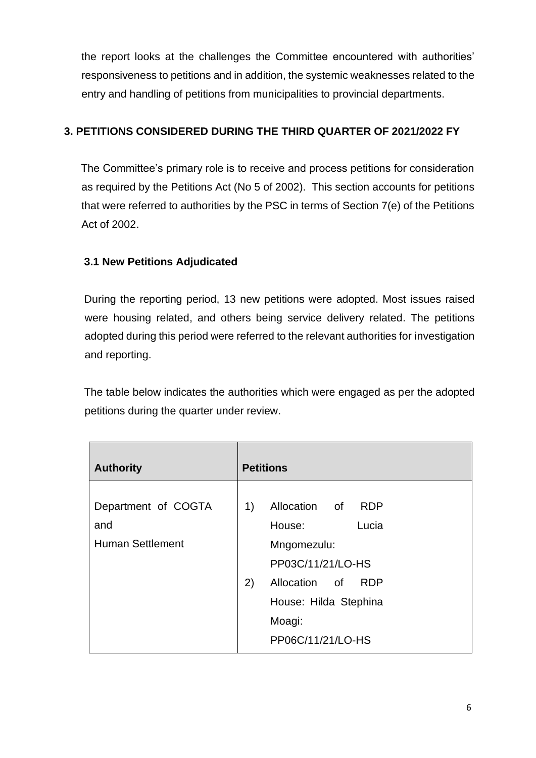the report looks at the challenges the Committee encountered with authorities' responsiveness to petitions and in addition, the systemic weaknesses related to the entry and handling of petitions from municipalities to provincial departments.

## 3. PETITIONS CONSIDERED DURING THE THIRD QUARTER OF 2021/2022 FY

The Committee's primary role is to receive and process petitions for consideration as required by the Petitions Act (No 5 of 2002). This section accounts for petitions that were referred to authorities by the PSC in terms of Section 7(e) of the Petitions Act of 2002.

### 3.1 New Petitions Adjudicated

During the reporting period, 13 new petitions were adopted. Most issues raised were housing related, and others being service delivery related. The petitions adopted during this period were referred to the relevant authorities for investigation and reporting.

The table below indicates the authorities which were engaged as per the adopted petitions during the quarter under review.

| Authority | Petitions |
|---|---|
| Department of COGTA and Human Settlement | 1) Allocation of RDP House: Lucia Mngomezulu: PP03C/11/21/LO-HS<br>2) Allocation of RDP House: Hilda Stephina Moagi: PP06C/11/21/LO-HS |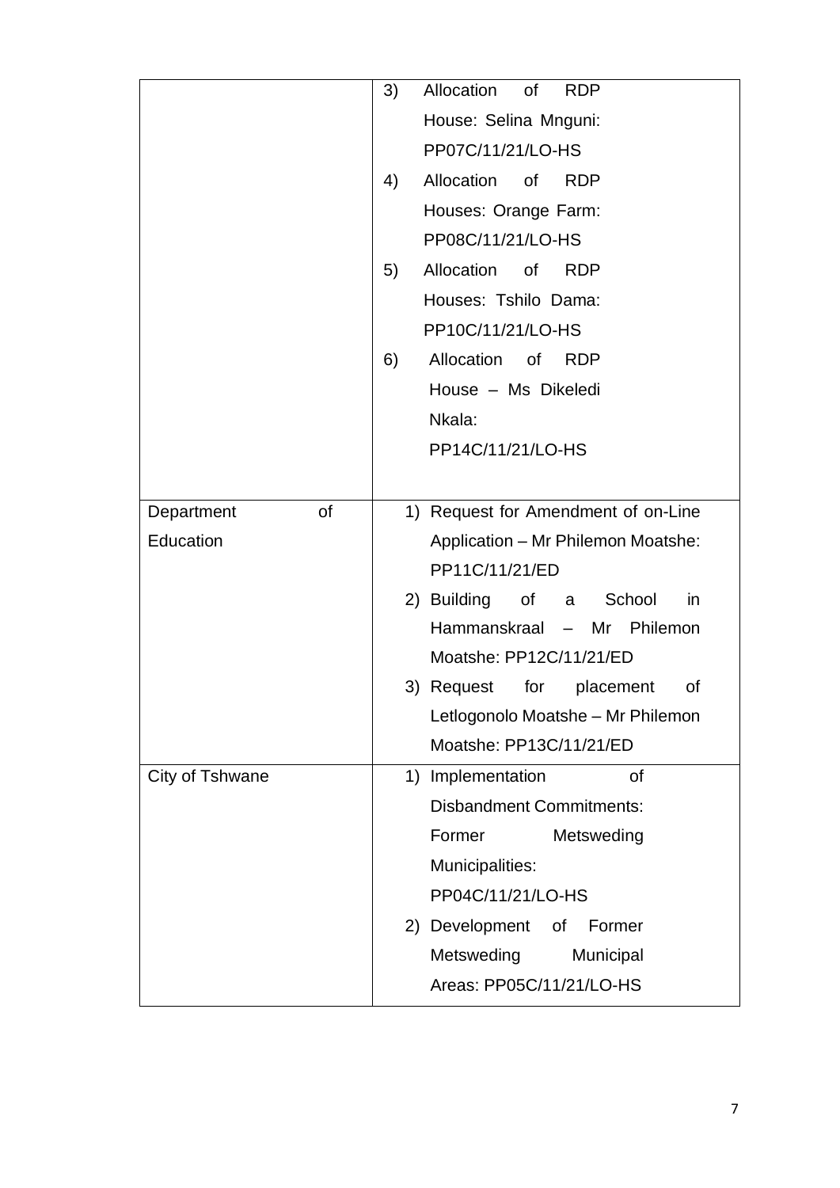|  |  |
|---|---|
|  | 3) Allocation of RDP House: Selina Mnguni: PP07C/11/21/LO-HS<br>4) Allocation of RDP Houses: Orange Farm: PP08C/11/21/LO-HS<br>5) Allocation of RDP Houses: Tshilo Dama: PP10C/11/21/LO-HS<br>6) Allocation of RDP House – Ms Dikeledi Nkala: PP14C/11/21/LO-HS |
| Department of Education | 1) Request for Amendment of on-Line Application – Mr Philemon Moatshe: PP11C/11/21/ED<br>2) Building of a School in Hammanskraal – Mr Philemon Moatshe: PP12C/11/21/ED<br>3) Request for placement of Letlogonolo Moatshe – Mr Philemon Moatshe: PP13C/11/21/ED |
| City of Tshwane | 1) Implementation of Disbandment Commitments: Former Metsweding Municipalities: PP04C/11/21/LO-HS<br>2) Development of Former Metsweding Municipal Areas: PP05C/11/21/LO-HS |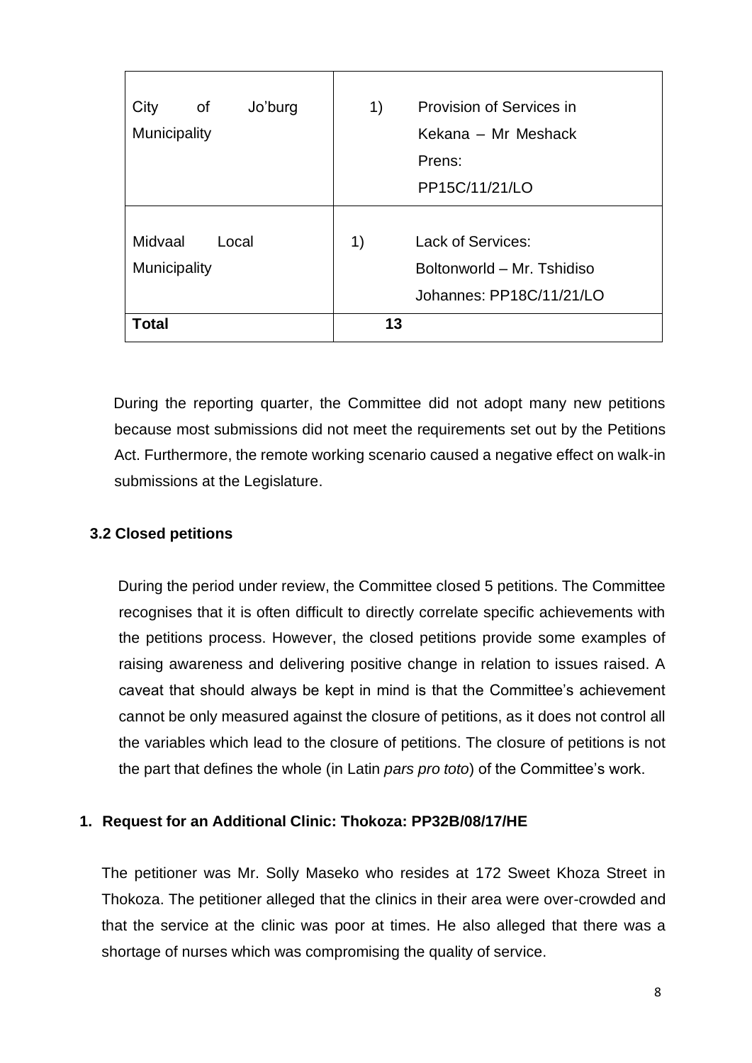| | |
|---|---|
| City of Jo'burg Municipality | 1) Provision of Services in Kekana – Mr Meshack Prens: PP15C/11/21/LO |
| Midvaal Local Municipality | 1) Lack of Services: Boltonworld – Mr. Tshidiso Johannes: PP18C/11/21/LO |
| **Total** | **13** |

During the reporting quarter, the Committee did not adopt many new petitions because most submissions did not meet the requirements set out by the Petitions Act. Furthermore, the remote working scenario caused a negative effect on walk-in submissions at the Legislature.

### 3.2 Closed petitions

During the period under review, the Committee closed 5 petitions. The Committee recognises that it is often difficult to directly correlate specific achievements with the petitions process. However, the closed petitions provide some examples of raising awareness and delivering positive change in relation to issues raised. A caveat that should always be kept in mind is that the Committee's achievement cannot be only measured against the closure of petitions, as it does not control all the variables which lead to the closure of petitions. The closure of petitions is not the part that defines the whole (in Latin *pars pro toto*) of the Committee's work.

**1. Request for an Additional Clinic: Thokoza: PP32B/08/17/HE**

The petitioner was Mr. Solly Maseko who resides at 172 Sweet Khoza Street in Thokoza. The petitioner alleged that the clinics in their area were over-crowded and that the service at the clinic was poor at times. He also alleged that there was a shortage of nurses which was compromising the quality of service.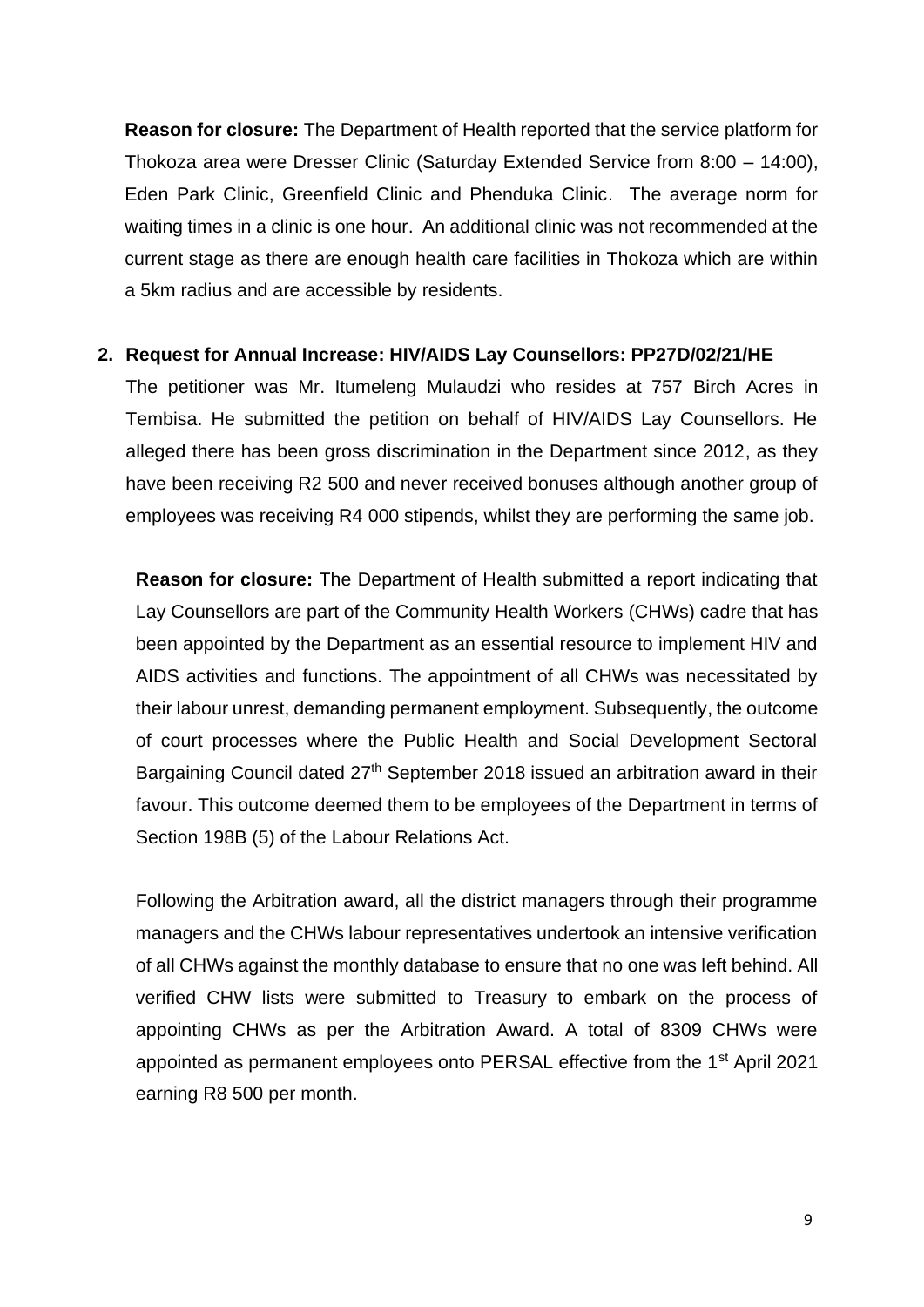**Reason for closure:** The Department of Health reported that the service platform for Thokoza area were Dresser Clinic (Saturday Extended Service from 8:00 – 14:00), Eden Park Clinic, Greenfield Clinic and Phenduka Clinic. The average norm for waiting times in a clinic is one hour. An additional clinic was not recommended at the current stage as there are enough health care facilities in Thokoza which are within a 5km radius and are accessible by residents.

2. **Request for Annual Increase: HIV/AIDS Lay Counsellors: PP27D/02/21/HE**

The petitioner was Mr. Itumeleng Mulaudzi who resides at 757 Birch Acres in Tembisa. He submitted the petition on behalf of HIV/AIDS Lay Counsellors. He alleged there has been gross discrimination in the Department since 2012, as they have been receiving R2 500 and never received bonuses although another group of employees was receiving R4 000 stipends, whilst they are performing the same job.

**Reason for closure:** The Department of Health submitted a report indicating that Lay Counsellors are part of the Community Health Workers (CHWs) cadre that has been appointed by the Department as an essential resource to implement HIV and AIDS activities and functions. The appointment of all CHWs was necessitated by their labour unrest, demanding permanent employment. Subsequently, the outcome of court processes where the Public Health and Social Development Sectoral Bargaining Council dated 27th September 2018 issued an arbitration award in their favour. This outcome deemed them to be employees of the Department in terms of Section 198B (5) of the Labour Relations Act.

Following the Arbitration award, all the district managers through their programme managers and the CHWs labour representatives undertook an intensive verification of all CHWs against the monthly database to ensure that no one was left behind. All verified CHW lists were submitted to Treasury to embark on the process of appointing CHWs as per the Arbitration Award. A total of 8309 CHWs were appointed as permanent employees onto PERSAL effective from the 1st April 2021 earning R8 500 per month.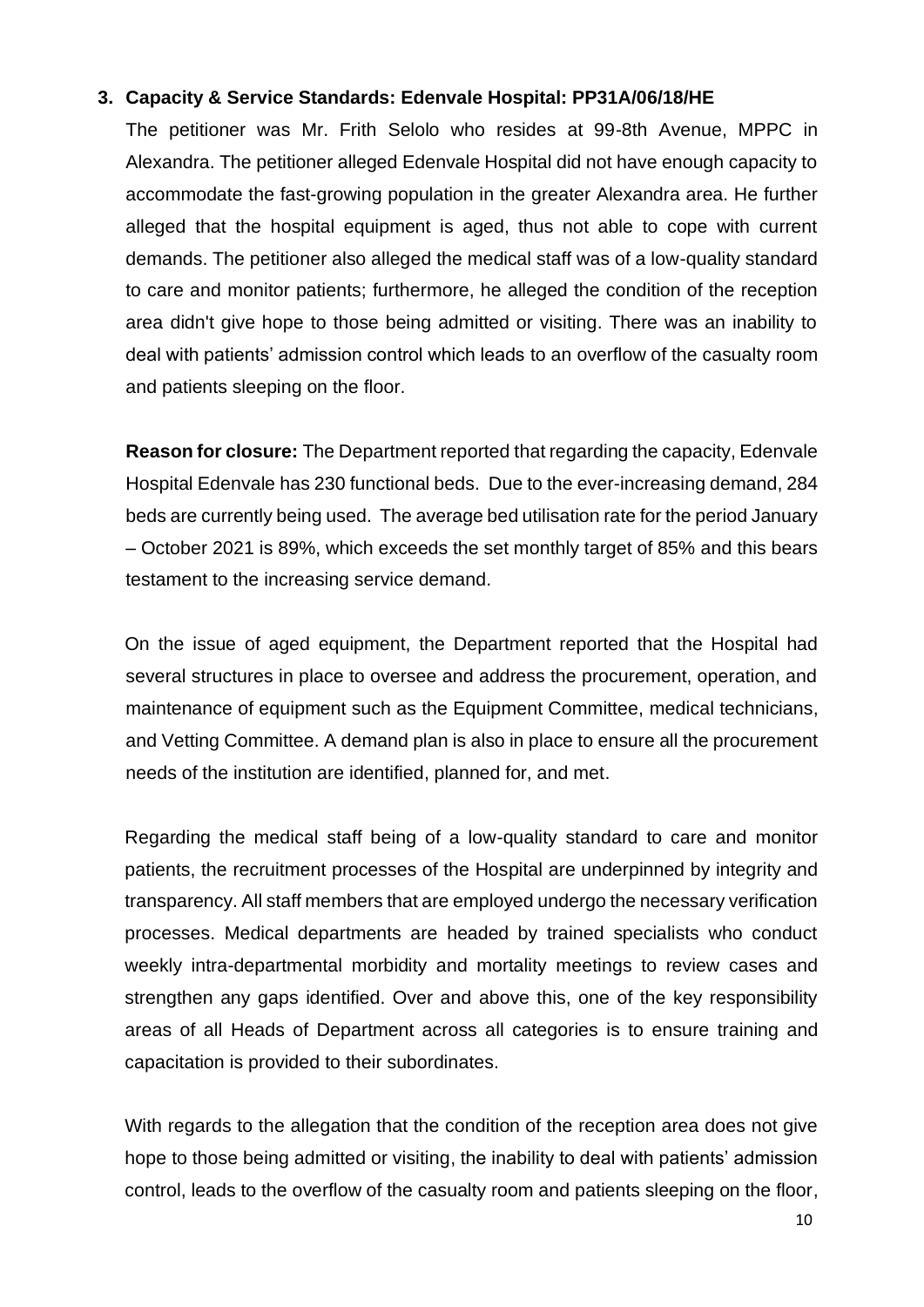### 3. Capacity & Service Standards: Edenvale Hospital: PP31A/06/18/HE

The petitioner was Mr. Frith Selolo who resides at 99-8th Avenue, MPPC in Alexandra. The petitioner alleged Edenvale Hospital did not have enough capacity to accommodate the fast-growing population in the greater Alexandra area. He further alleged that the hospital equipment is aged, thus not able to cope with current demands. The petitioner also alleged the medical staff was of a low-quality standard to care and monitor patients; furthermore, he alleged the condition of the reception area didn't give hope to those being admitted or visiting. There was an inability to deal with patients' admission control which leads to an overflow of the casualty room and patients sleeping on the floor.

**Reason for closure:** The Department reported that regarding the capacity, Edenvale Hospital Edenvale has 230 functional beds. Due to the ever-increasing demand, 284 beds are currently being used. The average bed utilisation rate for the period January – October 2021 is 89%, which exceeds the set monthly target of 85% and this bears testament to the increasing service demand.

On the issue of aged equipment, the Department reported that the Hospital had several structures in place to oversee and address the procurement, operation, and maintenance of equipment such as the Equipment Committee, medical technicians, and Vetting Committee. A demand plan is also in place to ensure all the procurement needs of the institution are identified, planned for, and met.

Regarding the medical staff being of a low-quality standard to care and monitor patients, the recruitment processes of the Hospital are underpinned by integrity and transparency. All staff members that are employed undergo the necessary verification processes. Medical departments are headed by trained specialists who conduct weekly intra-departmental morbidity and mortality meetings to review cases and strengthen any gaps identified. Over and above this, one of the key responsibility areas of all Heads of Department across all categories is to ensure training and capacitation is provided to their subordinates.

With regards to the allegation that the condition of the reception area does not give hope to those being admitted or visiting, the inability to deal with patients' admission control, leads to the overflow of the casualty room and patients sleeping on the floor,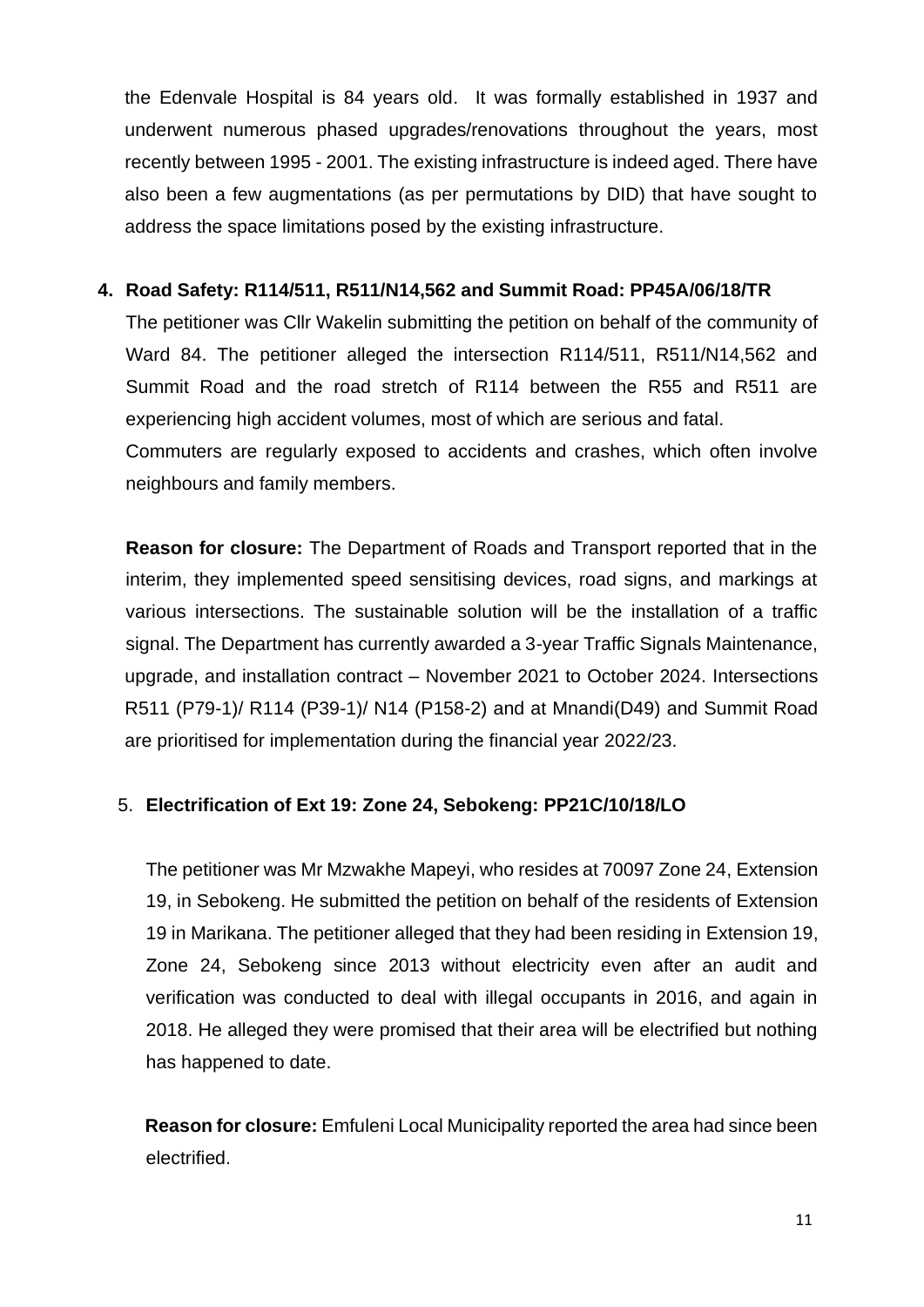the Edenvale Hospital is 84 years old. It was formally established in 1937 and underwent numerous phased upgrades/renovations throughout the years, most recently between 1995 - 2001. The existing infrastructure is indeed aged. There have also been a few augmentations (as per permutations by DID) that have sought to address the space limitations posed by the existing infrastructure.

4. **Road Safety: R114/511, R511/N14,562 and Summit Road: PP45A/06/18/TR**

The petitioner was Cllr Wakelin submitting the petition on behalf of the community of Ward 84. The petitioner alleged the intersection R114/511, R511/N14,562 and Summit Road and the road stretch of R114 between the R55 and R511 are experiencing high accident volumes, most of which are serious and fatal. Commuters are regularly exposed to accidents and crashes, which often involve neighbours and family members.

**Reason for closure:** The Department of Roads and Transport reported that in the interim, they implemented speed sensitising devices, road signs, and markings at various intersections. The sustainable solution will be the installation of a traffic signal. The Department has currently awarded a 3-year Traffic Signals Maintenance, upgrade, and installation contract – November 2021 to October 2024. Intersections R511 (P79-1)/ R114 (P39-1)/ N14 (P158-2) and at Mnandi(D49) and Summit Road are prioritised for implementation during the financial year 2022/23.

5. **Electrification of Ext 19: Zone 24, Sebokeng: PP21C/10/18/LO**

The petitioner was Mr Mzwakhe Mapeyi, who resides at 70097 Zone 24, Extension 19, in Sebokeng. He submitted the petition on behalf of the residents of Extension 19 in Marikana. The petitioner alleged that they had been residing in Extension 19, Zone 24, Sebokeng since 2013 without electricity even after an audit and verification was conducted to deal with illegal occupants in 2016, and again in 2018. He alleged they were promised that their area will be electrified but nothing has happened to date.

**Reason for closure:** Emfuleni Local Municipality reported the area had since been electrified.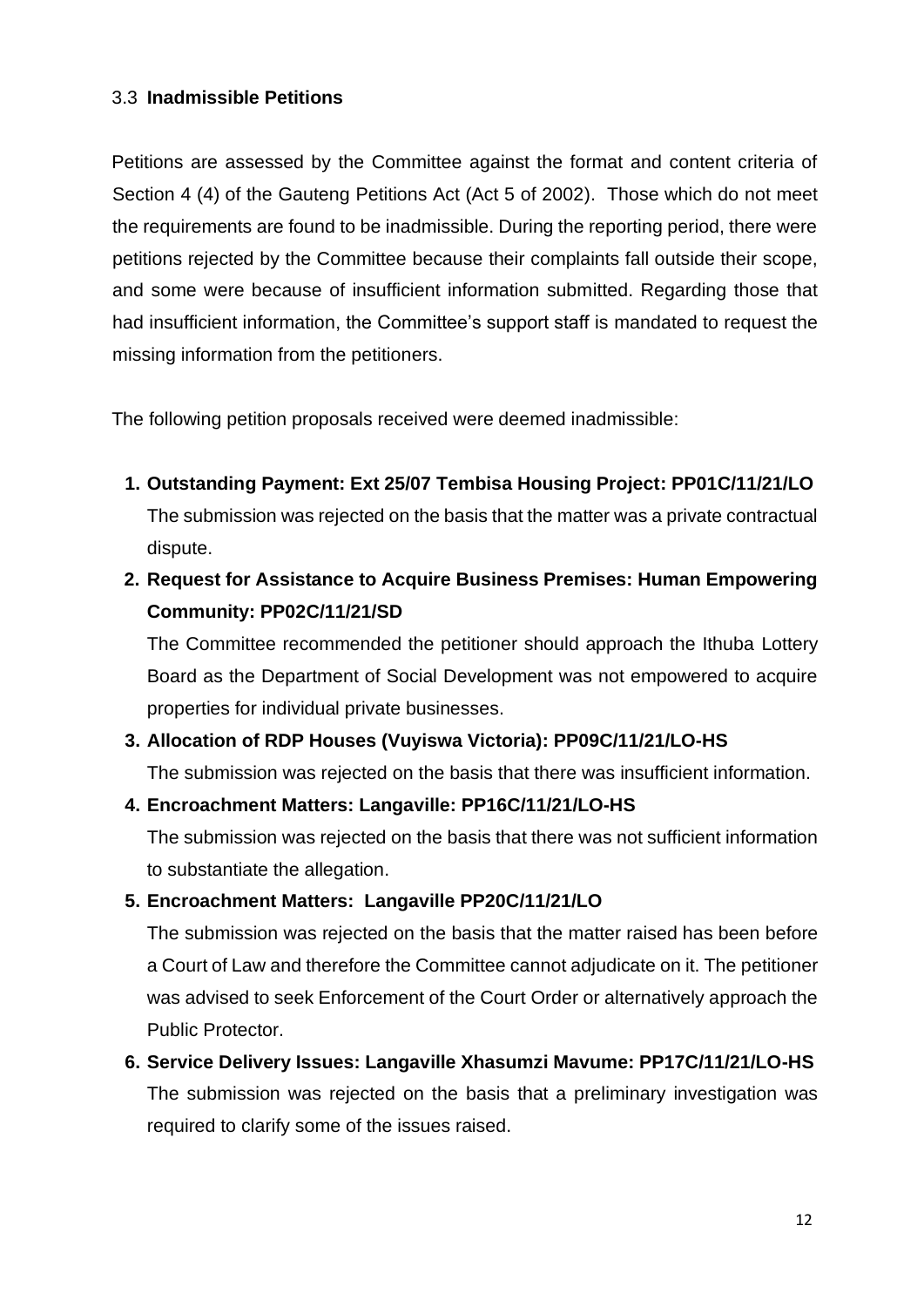### 3.3 Inadmissible Petitions

Petitions are assessed by the Committee against the format and content criteria of Section 4 (4) of the Gauteng Petitions Act (Act 5 of 2002). Those which do not meet the requirements are found to be inadmissible. During the reporting period, there were petitions rejected by the Committee because their complaints fall outside their scope, and some were because of insufficient information submitted. Regarding those that had insufficient information, the Committee's support staff is mandated to request the missing information from the petitioners.

The following petition proposals received were deemed inadmissible:

1. **Outstanding Payment: Ext 25/07 Tembisa Housing Project: PP01C/11/21/LO**
   The submission was rejected on the basis that the matter was a private contractual dispute.
2. **Request for Assistance to Acquire Business Premises: Human Empowering Community: PP02C/11/21/SD**
   The Committee recommended the petitioner should approach the Ithuba Lottery Board as the Department of Social Development was not empowered to acquire properties for individual private businesses.
3. **Allocation of RDP Houses (Vuyiswa Victoria): PP09C/11/21/LO-HS**
   The submission was rejected on the basis that there was insufficient information.
4. **Encroachment Matters: Langaville: PP16C/11/21/LO-HS**
   The submission was rejected on the basis that there was not sufficient information to substantiate the allegation.
5. **Encroachment Matters: Langaville PP20C/11/21/LO**
   The submission was rejected on the basis that the matter raised has been before a Court of Law and therefore the Committee cannot adjudicate on it. The petitioner was advised to seek Enforcement of the Court Order or alternatively approach the Public Protector.
6. **Service Delivery Issues: Langaville Xhasumzi Mavume: PP17C/11/21/LO-HS**
   The submission was rejected on the basis that a preliminary investigation was required to clarify some of the issues raised.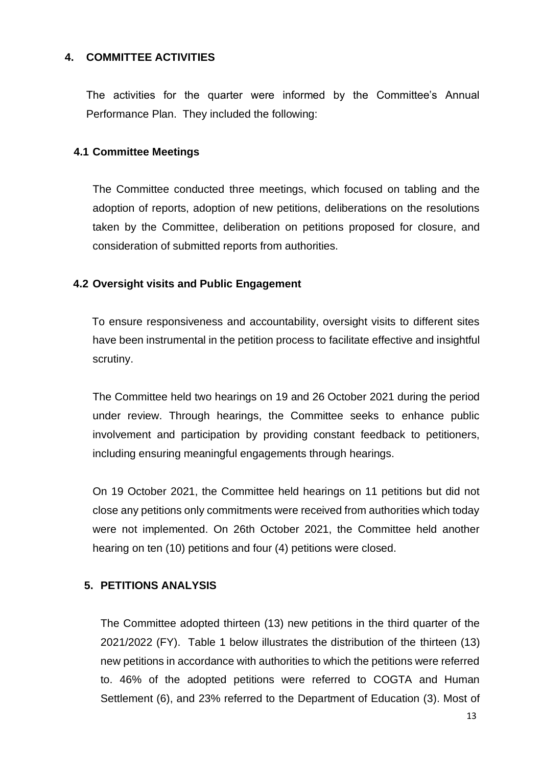## 4. COMMITTEE ACTIVITIES

The activities for the quarter were informed by the Committee's Annual Performance Plan. They included the following:

### 4.1 Committee Meetings

The Committee conducted three meetings, which focused on tabling and the adoption of reports, adoption of new petitions, deliberations on the resolutions taken by the Committee, deliberation on petitions proposed for closure, and consideration of submitted reports from authorities.

### 4.2 Oversight visits and Public Engagement

To ensure responsiveness and accountability, oversight visits to different sites have been instrumental in the petition process to facilitate effective and insightful scrutiny.

The Committee held two hearings on 19 and 26 October 2021 during the period under review. Through hearings, the Committee seeks to enhance public involvement and participation by providing constant feedback to petitioners, including ensuring meaningful engagements through hearings.

On 19 October 2021, the Committee held hearings on 11 petitions but did not close any petitions only commitments were received from authorities which today were not implemented. On 26th October 2021, the Committee held another hearing on ten (10) petitions and four (4) petitions were closed.

## 5. PETITIONS ANALYSIS

The Committee adopted thirteen (13) new petitions in the third quarter of the 2021/2022 (FY). Table 1 below illustrates the distribution of the thirteen (13) new petitions in accordance with authorities to which the petitions were referred to. 46% of the adopted petitions were referred to COGTA and Human Settlement (6), and 23% referred to the Department of Education (3). Most of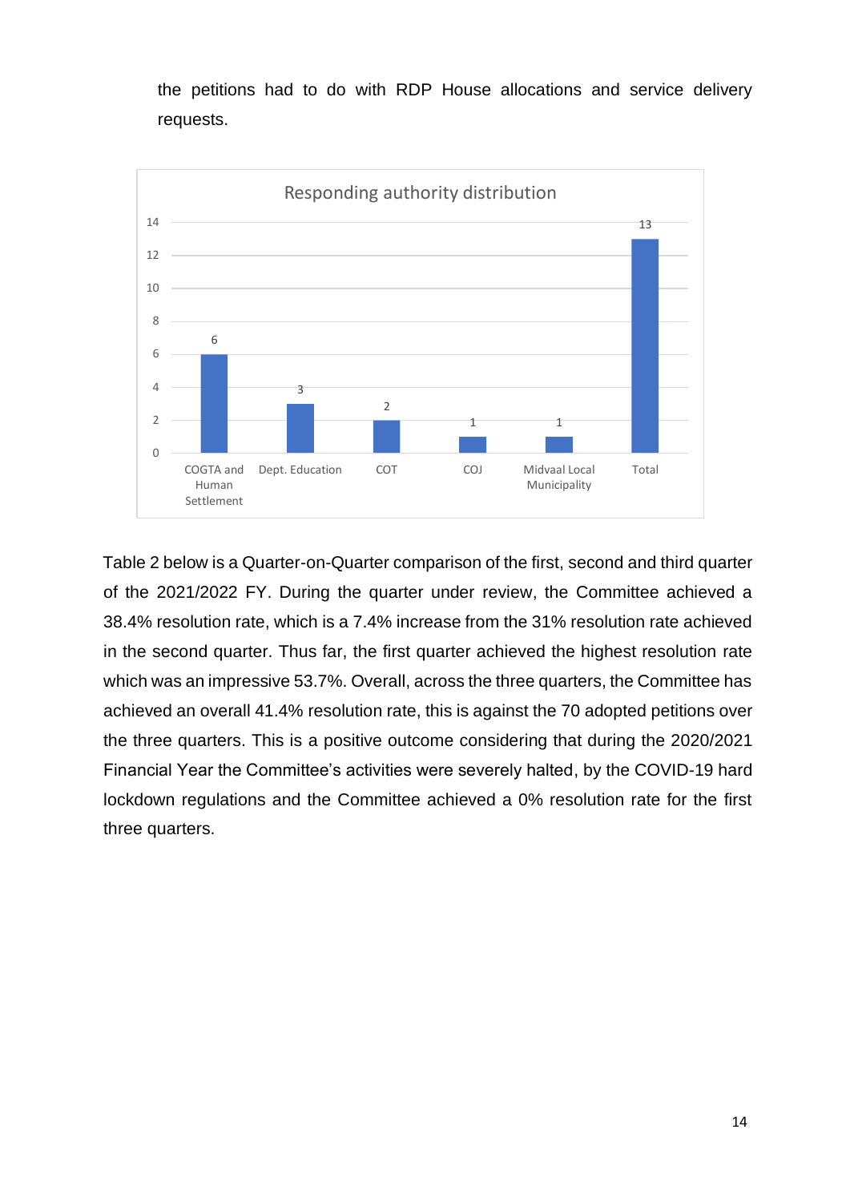the petitions had to do with RDP House allocations and service delivery requests.

**Responding authority distribution**

| Responding authority | Number |
| --- | --- |
| COGTA and Human Settlement | 6 |
| Dept. Education | 3 |
| COT | 2 |
| COJ | 1 |
| Midvaal Local Municipality | 1 |
| Total | 13 |

Table 2 below is a Quarter-on-Quarter comparison of the first, second and third quarter of the 2021/2022 FY. During the quarter under review, the Committee achieved a 38.4% resolution rate, which is a 7.4% increase from the 31% resolution rate achieved in the second quarter. Thus far, the first quarter achieved the highest resolution rate which was an impressive 53.7%. Overall, across the three quarters, the Committee has achieved an overall 41.4% resolution rate, this is against the 70 adopted petitions over the three quarters. This is a positive outcome considering that during the 2020/2021 Financial Year the Committee's activities were severely halted, by the COVID-19 hard lockdown regulations and the Committee achieved a 0% resolution rate for the first three quarters.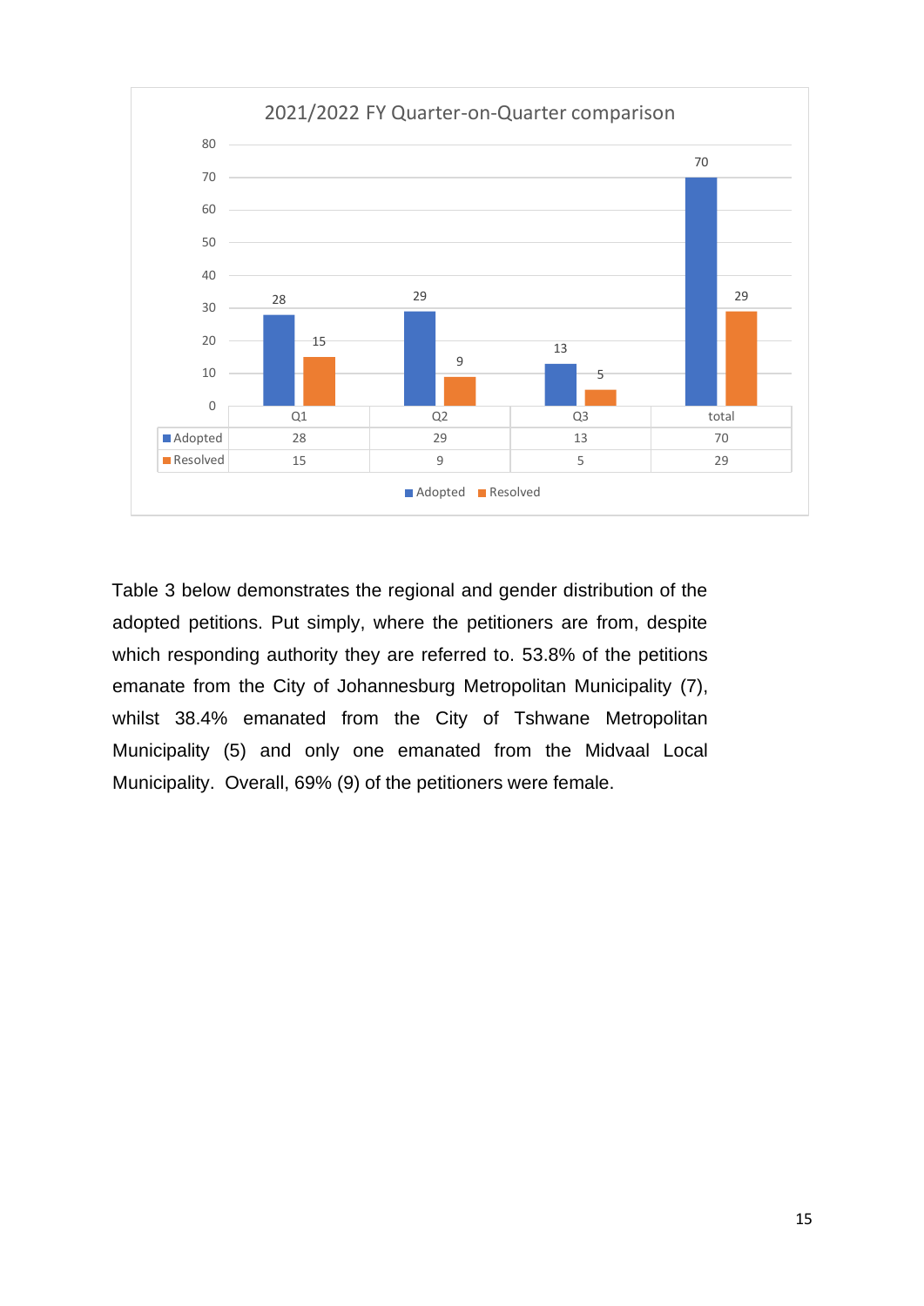**2021/2022 FY Quarter-on-Quarter comparison**

|  | Q1 | Q2 | Q3 | total |
|---|---|---|---|---|
| Adopted | 28 | 29 | 13 | 70 |
| Resolved | 15 | 9 | 5 | 29 |

Table 3 below demonstrates the regional and gender distribution of the adopted petitions. Put simply, where the petitioners are from, despite which responding authority they are referred to. 53.8% of the petitions emanate from the City of Johannesburg Metropolitan Municipality (7), whilst 38.4% emanated from the City of Tshwane Metropolitan Municipality (5) and only one emanated from the Midvaal Local Municipality. Overall, 69% (9) of the petitioners were female.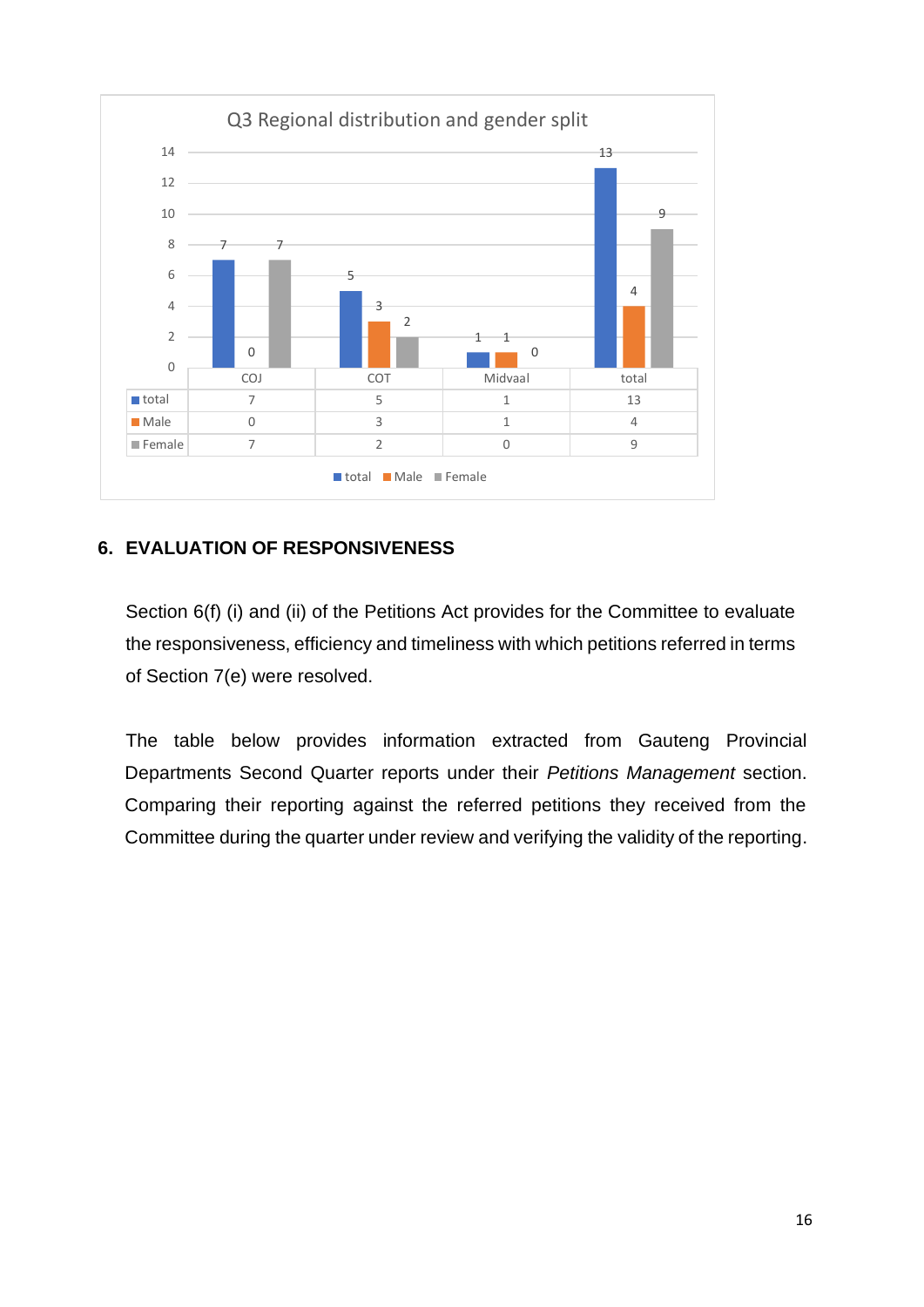**Q3 Regional distribution and gender split**

| | COJ | COT | Midvaal | total |
|---|---|---|---|---|
| total | 7 | 5 | 1 | 13 |
| Male | 0 | 3 | 1 | 4 |
| Female | 7 | 2 | 0 | 9 |

## 6. EVALUATION OF RESPONSIVENESS

Section 6(f) (i) and (ii) of the Petitions Act provides for the Committee to evaluate the responsiveness, efficiency and timeliness with which petitions referred in terms of Section 7(e) were resolved.

The table below provides information extracted from Gauteng Provincial Departments Second Quarter reports under their *Petitions Management* section. Comparing their reporting against the referred petitions they received from the Committee during the quarter under review and verifying the validity of the reporting.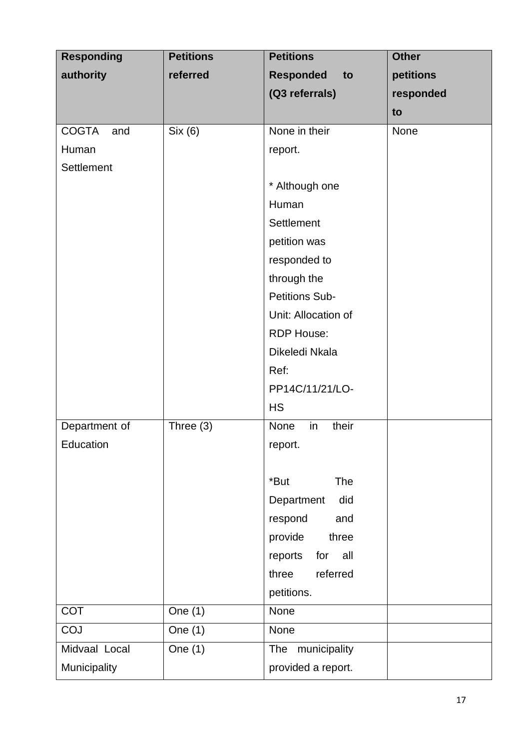| Responding authority | Petitions referred | Petitions Responded to (Q3 referrals) | Other petitions responded to |
| --- | --- | --- | --- |
| COGTA and Human Settlement | Six (6) | None in their report.<br><br>* Although one Human Settlement petition was responded to through the Petitions Sub-Unit: Allocation of RDP House: Dikeledi Nkala Ref: PP14C/11/21/LO-HS | None |
| Department of Education | Three (3) | None in their report.<br><br>*But The Department did respond and provide three reports for all three referred petitions. | |
| COT | One (1) | None | |
| COJ | One (1) | None | |
| Midvaal Local Municipality | One (1) | The municipality provided a report. | |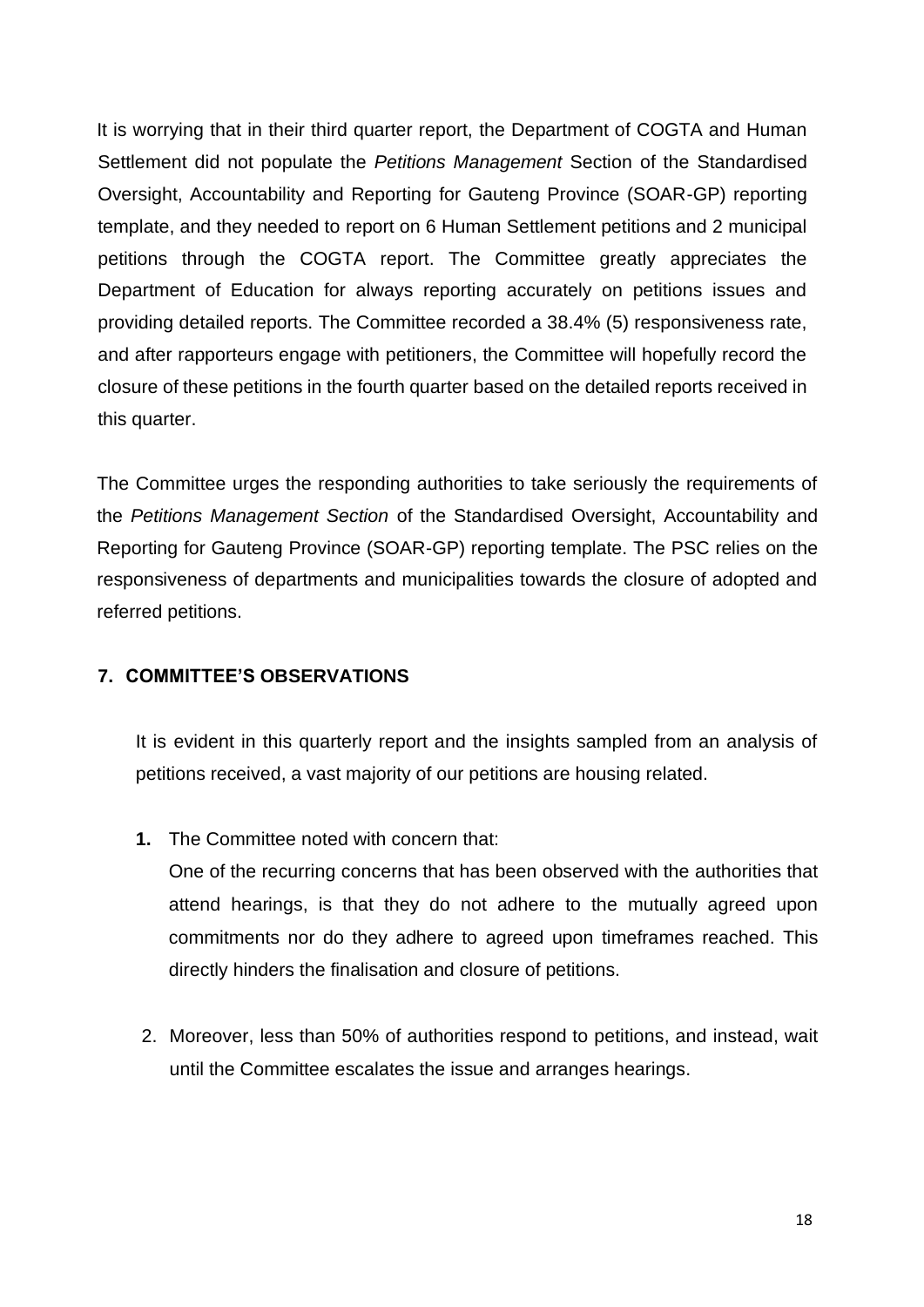It is worrying that in their third quarter report, the Department of COGTA and Human Settlement did not populate the *Petitions Management* Section of the Standardised Oversight, Accountability and Reporting for Gauteng Province (SOAR-GP) reporting template, and they needed to report on 6 Human Settlement petitions and 2 municipal petitions through the COGTA report. The Committee greatly appreciates the Department of Education for always reporting accurately on petitions issues and providing detailed reports. The Committee recorded a 38.4% (5) responsiveness rate, and after rapporteurs engage with petitioners, the Committee will hopefully record the closure of these petitions in the fourth quarter based on the detailed reports received in this quarter.

The Committee urges the responding authorities to take seriously the requirements of the *Petitions Management Section* of the Standardised Oversight, Accountability and Reporting for Gauteng Province (SOAR-GP) reporting template. The PSC relies on the responsiveness of departments and municipalities towards the closure of adopted and referred petitions.

## 7. COMMITTEE'S OBSERVATIONS

It is evident in this quarterly report and the insights sampled from an analysis of petitions received, a vast majority of our petitions are housing related.

1. The Committee noted with concern that:
   One of the recurring concerns that has been observed with the authorities that attend hearings, is that they do not adhere to the mutually agreed upon commitments nor do they adhere to agreed upon timeframes reached. This directly hinders the finalisation and closure of petitions.

2. Moreover, less than 50% of authorities respond to petitions, and instead, wait until the Committee escalates the issue and arranges hearings.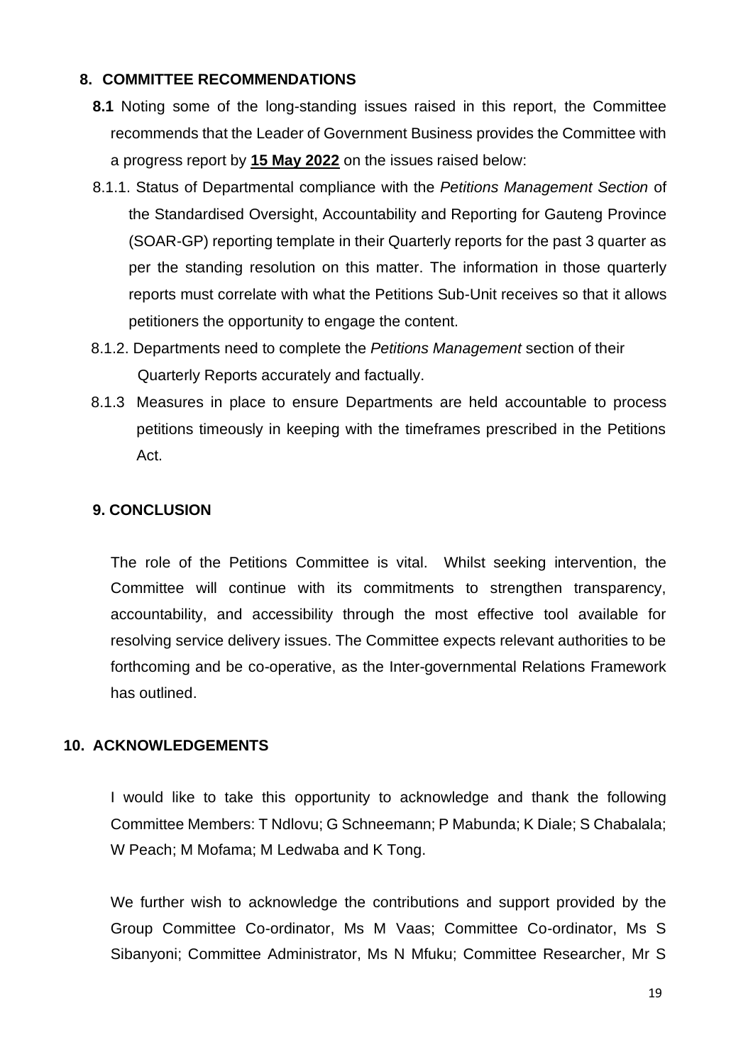## 8. COMMITTEE RECOMMENDATIONS

**8.1** Noting some of the long-standing issues raised in this report, the Committee recommends that the Leader of Government Business provides the Committee with a progress report by **<u>15 May 2022</u>** on the issues raised below:

8.1.1. Status of Departmental compliance with the *Petitions Management Section* of the Standardised Oversight, Accountability and Reporting for Gauteng Province (SOAR-GP) reporting template in their Quarterly reports for the past 3 quarter as per the standing resolution on this matter. The information in those quarterly reports must correlate with what the Petitions Sub-Unit receives so that it allows petitioners the opportunity to engage the content.

8.1.2. Departments need to complete the *Petitions Management* section of their Quarterly Reports accurately and factually.

8.1.3 Measures in place to ensure Departments are held accountable to process petitions timeously in keeping with the timeframes prescribed in the Petitions Act.

## 9. CONCLUSION

The role of the Petitions Committee is vital. Whilst seeking intervention, the Committee will continue with its commitments to strengthen transparency, accountability, and accessibility through the most effective tool available for resolving service delivery issues. The Committee expects relevant authorities to be forthcoming and be co-operative, as the Inter-governmental Relations Framework has outlined.

## 10. ACKNOWLEDGEMENTS

I would like to take this opportunity to acknowledge and thank the following Committee Members: T Ndlovu; G Schneemann; P Mabunda; K Diale; S Chabalala; W Peach; M Mofama; M Ledwaba and K Tong.

We further wish to acknowledge the contributions and support provided by the Group Committee Co-ordinator, Ms M Vaas; Committee Co-ordinator, Ms S Sibanyoni; Committee Administrator, Ms N Mfuku; Committee Researcher, Mr S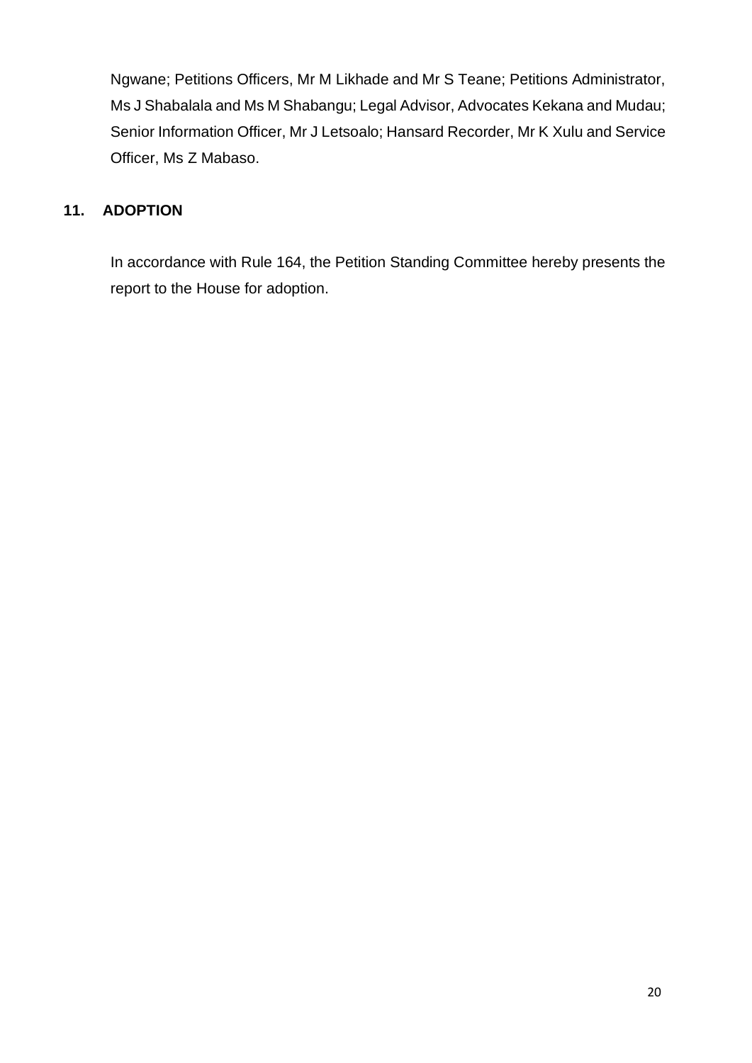Ngwane; Petitions Officers, Mr M Likhade and Mr S Teane; Petitions Administrator, Ms J Shabalala and Ms M Shabangu; Legal Advisor, Advocates Kekana and Mudau; Senior Information Officer, Mr J Letsoalo; Hansard Recorder, Mr K Xulu and Service Officer, Ms Z Mabaso.

## 11. ADOPTION

In accordance with Rule 164, the Petition Standing Committee hereby presents the report to the House for adoption.